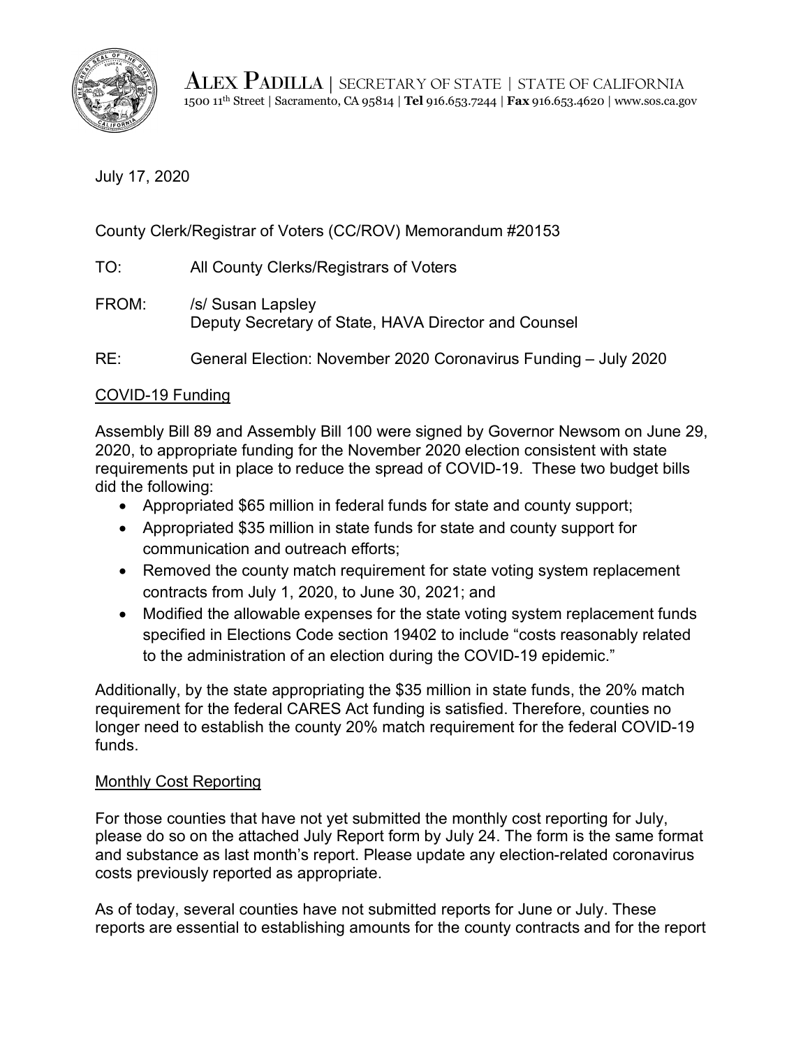**ALEX PADILLA** | SECRETARY OF STATE | STATE OF CALIFORNIA
1500 11th Street | Sacramento, CA 95814 | **Tel** 916.653.7244 | **Fax** 916.653.4620 | www.sos.ca.gov

July 17, 2020

County Clerk/Registrar of Voters (CC/ROV) Memorandum #20153

TO: All County Clerks/Registrars of Voters

FROM: /s/ Susan Lapsley
Deputy Secretary of State, HAVA Director and Counsel

RE: General Election: November 2020 Coronavirus Funding – July 2020

## COVID-19 Funding

Assembly Bill 89 and Assembly Bill 100 were signed by Governor Newsom on June 29, 2020, to appropriate funding for the November 2020 election consistent with state requirements put in place to reduce the spread of COVID-19. These two budget bills did the following:

- Appropriated $65 million in federal funds for state and county support;
- Appropriated $35 million in state funds for state and county support for communication and outreach efforts;
- Removed the county match requirement for state voting system replacement contracts from July 1, 2020, to June 30, 2021; and
- Modified the allowable expenses for the state voting system replacement funds specified in Elections Code section 19402 to include "costs reasonably related to the administration of an election during the COVID-19 epidemic."

Additionally, by the state appropriating the $35 million in state funds, the 20% match requirement for the federal CARES Act funding is satisfied. Therefore, counties no longer need to establish the county 20% match requirement for the federal COVID-19 funds.

## Monthly Cost Reporting

For those counties that have not yet submitted the monthly cost reporting for July, please do so on the attached July Report form by July 24. The form is the same format and substance as last month's report. Please update any election-related coronavirus costs previously reported as appropriate.

As of today, several counties have not submitted reports for June or July. These reports are essential to establishing amounts for the county contracts and for the report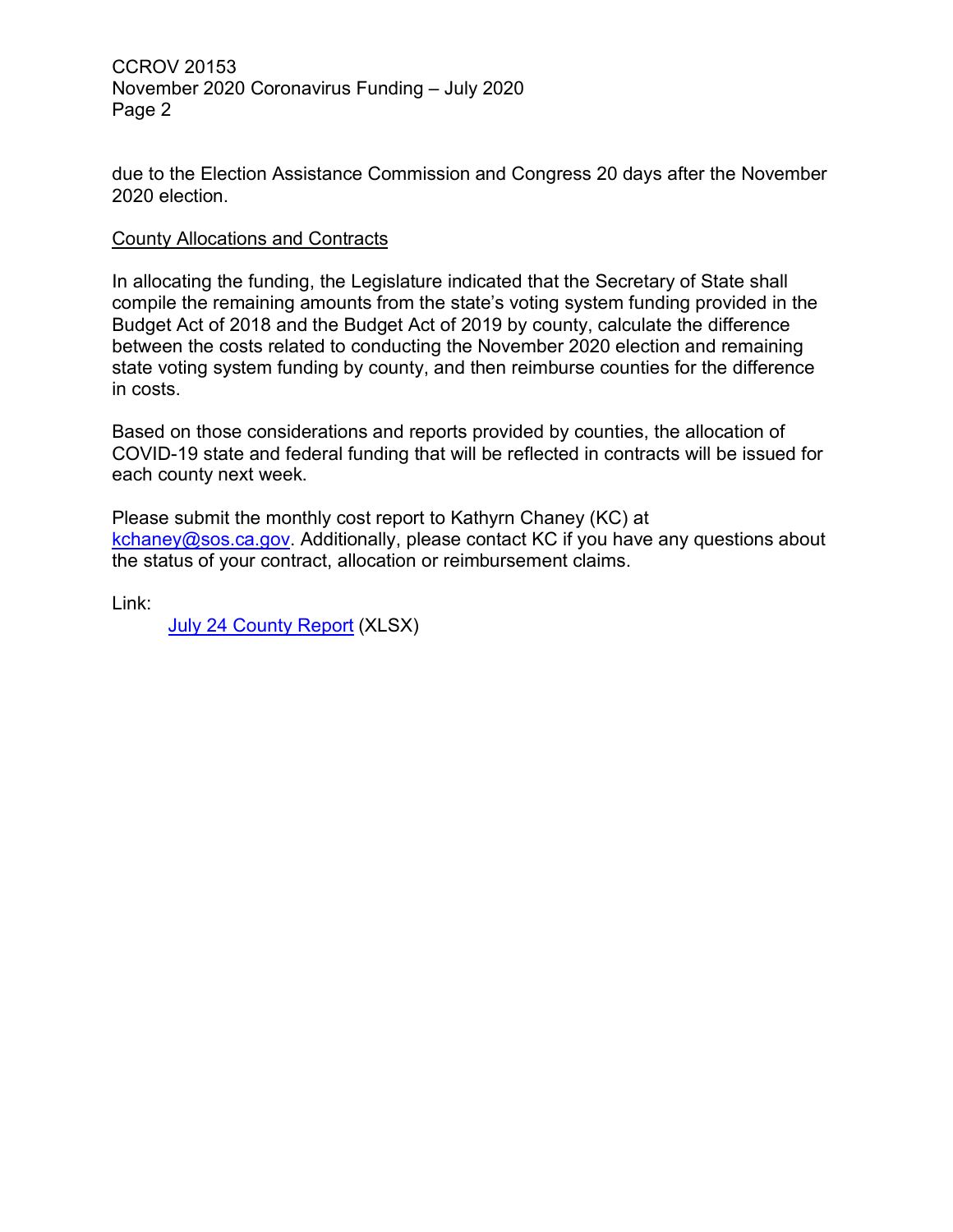due to the Election Assistance Commission and Congress 20 days after the November 2020 election.

County Allocations and Contracts

In allocating the funding, the Legislature indicated that the Secretary of State shall compile the remaining amounts from the state's voting system funding provided in the Budget Act of 2018 and the Budget Act of 2019 by county, calculate the difference between the costs related to conducting the November 2020 election and remaining state voting system funding by county, and then reimburse counties for the difference in costs.

Based on those considerations and reports provided by counties, the allocation of COVID-19 state and federal funding that will be reflected in contracts will be issued for each county next week.

Please submit the monthly cost report to Kathyrn Chaney (KC) at kchaney@sos.ca.gov. Additionally, please contact KC if you have any questions about the status of your contract, allocation or reimbursement claims.

Link:

July 24 County Report (XLSX)